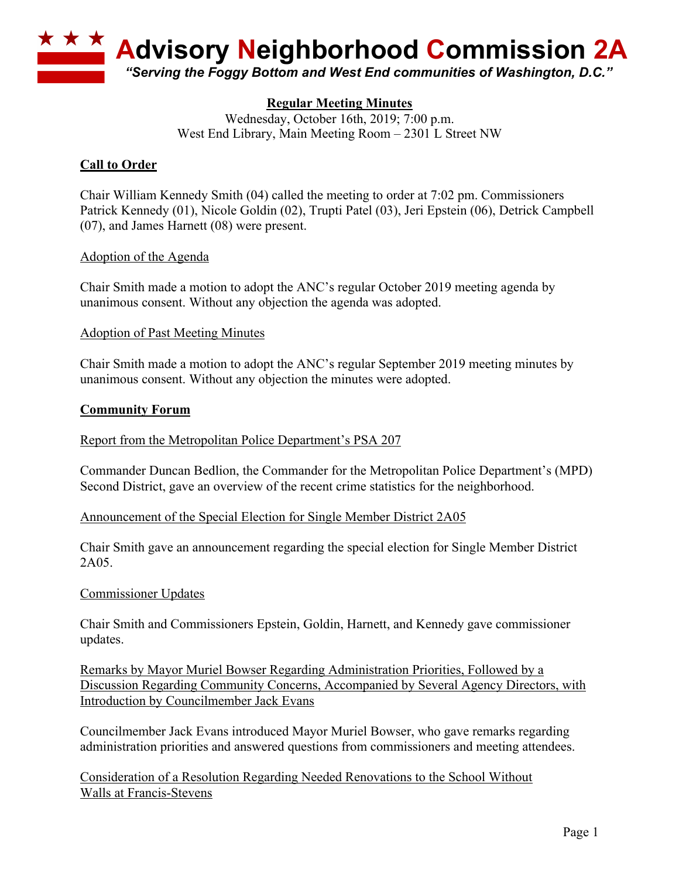# Advisory Neighborhood Commission 2A

*"Serving the Foggy Bottom and West End communities of Washington, D.C."*

**Regular Meeting Minutes**

Wednesday, October 16th, 2019; 7:00 p.m.
West End Library, Main Meeting Room – 2301 L Street NW

## Call to Order

Chair William Kennedy Smith (04) called the meeting to order at 7:02 pm. Commissioners Patrick Kennedy (01), Nicole Goldin (02), Trupti Patel (03), Jeri Epstein (06), Detrick Campbell (07), and James Harnett (08) were present.

### Adoption of the Agenda

Chair Smith made a motion to adopt the ANC's regular October 2019 meeting agenda by unanimous consent. Without any objection the agenda was adopted.

### Adoption of Past Meeting Minutes

Chair Smith made a motion to adopt the ANC's regular September 2019 meeting minutes by unanimous consent. Without any objection the minutes were adopted.

## Community Forum

### Report from the Metropolitan Police Department's PSA 207

Commander Duncan Bedlion, the Commander for the Metropolitan Police Department's (MPD) Second District, gave an overview of the recent crime statistics for the neighborhood.

### Announcement of the Special Election for Single Member District 2A05

Chair Smith gave an announcement regarding the special election for Single Member District 2A05.

### Commissioner Updates

Chair Smith and Commissioners Epstein, Goldin, Harnett, and Kennedy gave commissioner updates.

### Remarks by Mayor Muriel Bowser Regarding Administration Priorities, Followed by a Discussion Regarding Community Concerns, Accompanied by Several Agency Directors, with Introduction by Councilmember Jack Evans

Councilmember Jack Evans introduced Mayor Muriel Bowser, who gave remarks regarding administration priorities and answered questions from commissioners and meeting attendees.

### Consideration of a Resolution Regarding Needed Renovations to the School Without Walls at Francis-Stevens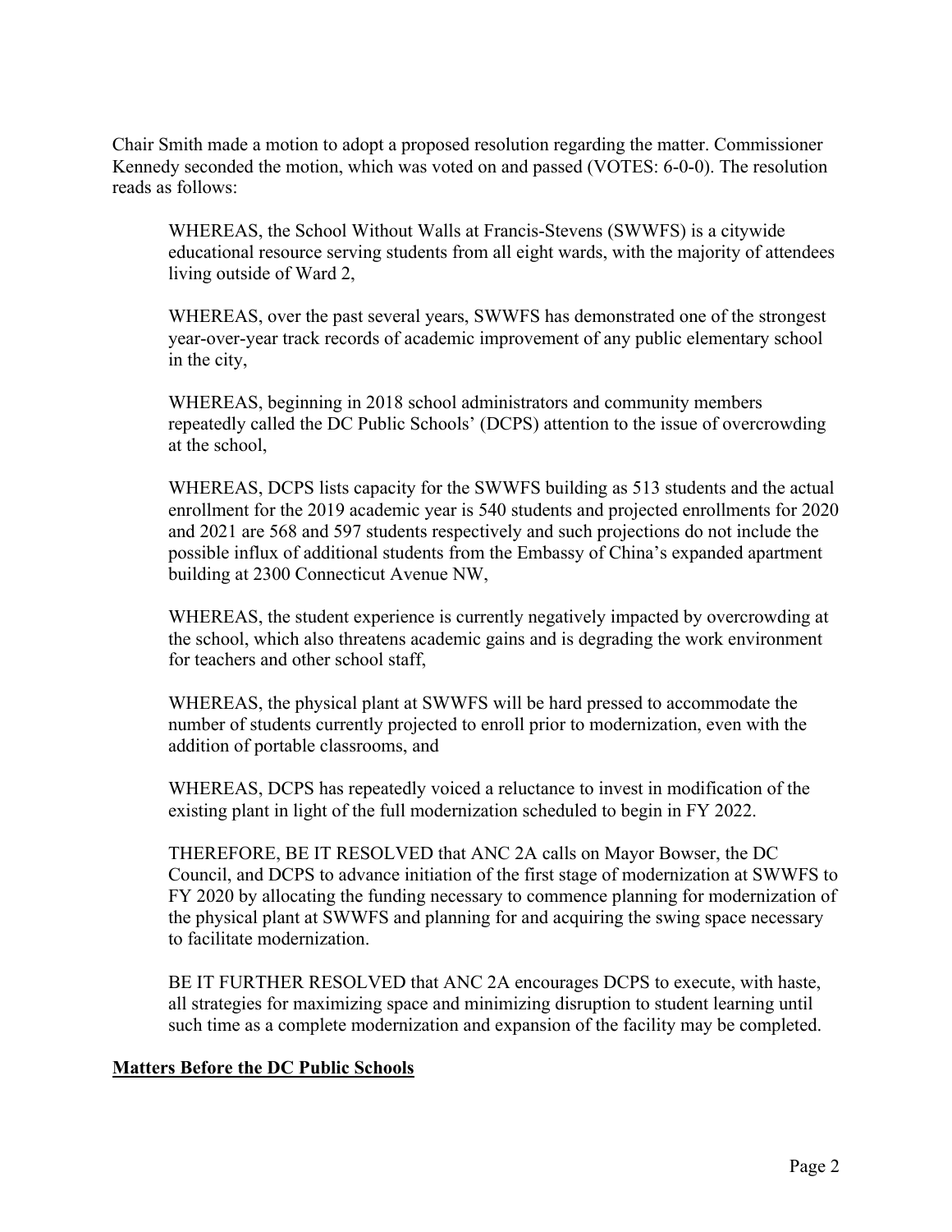Chair Smith made a motion to adopt a proposed resolution regarding the matter. Commissioner Kennedy seconded the motion, which was voted on and passed (VOTES: 6-0-0). The resolution reads as follows:

> WHEREAS, the School Without Walls at Francis-Stevens (SWWFS) is a citywide educational resource serving students from all eight wards, with the majority of attendees living outside of Ward 2,
>
> WHEREAS, over the past several years, SWWFS has demonstrated one of the strongest year-over-year track records of academic improvement of any public elementary school in the city,
>
> WHEREAS, beginning in 2018 school administrators and community members repeatedly called the DC Public Schools' (DCPS) attention to the issue of overcrowding at the school,
>
> WHEREAS, DCPS lists capacity for the SWWFS building as 513 students and the actual enrollment for the 2019 academic year is 540 students and projected enrollments for 2020 and 2021 are 568 and 597 students respectively and such projections do not include the possible influx of additional students from the Embassy of China's expanded apartment building at 2300 Connecticut Avenue NW,
>
> WHEREAS, the student experience is currently negatively impacted by overcrowding at the school, which also threatens academic gains and is degrading the work environment for teachers and other school staff,
>
> WHEREAS, the physical plant at SWWFS will be hard pressed to accommodate the number of students currently projected to enroll prior to modernization, even with the addition of portable classrooms, and
>
> WHEREAS, DCPS has repeatedly voiced a reluctance to invest in modification of the existing plant in light of the full modernization scheduled to begin in FY 2022.
>
> THEREFORE, BE IT RESOLVED that ANC 2A calls on Mayor Bowser, the DC Council, and DCPS to advance initiation of the first stage of modernization at SWWFS to FY 2020 by allocating the funding necessary to commence planning for modernization of the physical plant at SWWFS and planning for and acquiring the swing space necessary to facilitate modernization.
>
> BE IT FURTHER RESOLVED that ANC 2A encourages DCPS to execute, with haste, all strategies for maximizing space and minimizing disruption to student learning until such time as a complete modernization and expansion of the facility may be completed.

**Matters Before the DC Public Schools**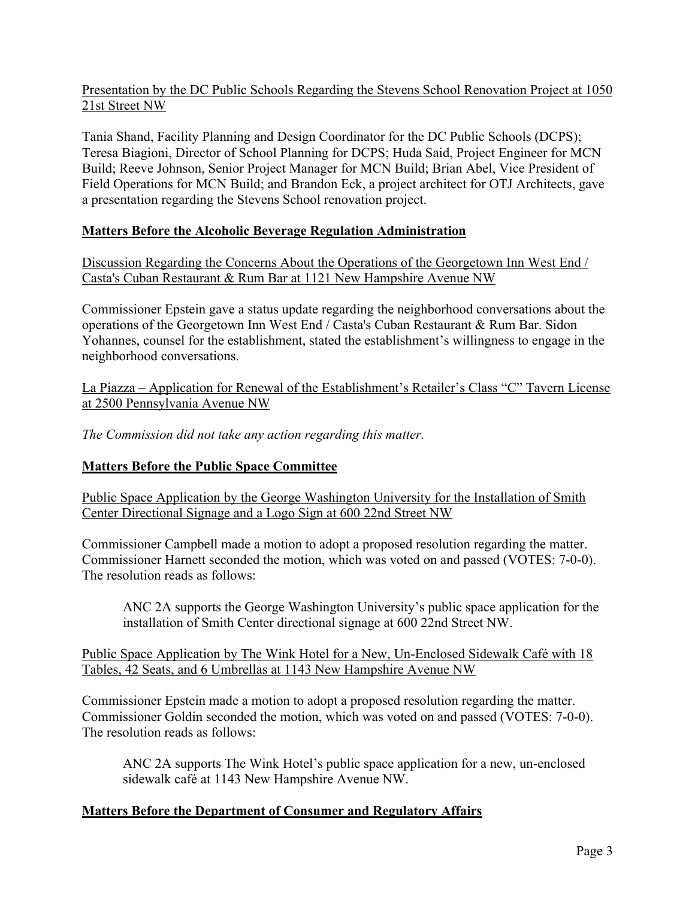Presentation by the DC Public Schools Regarding the Stevens School Renovation Project at 1050 21st Street NW

Tania Shand, Facility Planning and Design Coordinator for the DC Public Schools (DCPS); Teresa Biagioni, Director of School Planning for DCPS; Huda Said, Project Engineer for MCN Build; Reeve Johnson, Senior Project Manager for MCN Build; Brian Abel, Vice President of Field Operations for MCN Build; and Brandon Eck, a project architect for OTJ Architects, gave a presentation regarding the Stevens School renovation project.

## Matters Before the Alcoholic Beverage Regulation Administration

Discussion Regarding the Concerns About the Operations of the Georgetown Inn West End / Casta's Cuban Restaurant & Rum Bar at 1121 New Hampshire Avenue NW

Commissioner Epstein gave a status update regarding the neighborhood conversations about the operations of the Georgetown Inn West End / Casta's Cuban Restaurant & Rum Bar. Sidon Yohannes, counsel for the establishment, stated the establishment's willingness to engage in the neighborhood conversations.

La Piazza – Application for Renewal of the Establishment's Retailer's Class "C" Tavern License at 2500 Pennsylvania Avenue NW

*The Commission did not take any action regarding this matter.*

## Matters Before the Public Space Committee

Public Space Application by the George Washington University for the Installation of Smith Center Directional Signage and a Logo Sign at 600 22nd Street NW

Commissioner Campbell made a motion to adopt a proposed resolution regarding the matter. Commissioner Harnett seconded the motion, which was voted on and passed (VOTES: 7-0-0). The resolution reads as follows:

> ANC 2A supports the George Washington University's public space application for the installation of Smith Center directional signage at 600 22nd Street NW.

Public Space Application by The Wink Hotel for a New, Un-Enclosed Sidewalk Café with 18 Tables, 42 Seats, and 6 Umbrellas at 1143 New Hampshire Avenue NW

Commissioner Epstein made a motion to adopt a proposed resolution regarding the matter. Commissioner Goldin seconded the motion, which was voted on and passed (VOTES: 7-0-0). The resolution reads as follows:

> ANC 2A supports The Wink Hotel's public space application for a new, un-enclosed sidewalk café at 1143 New Hampshire Avenue NW.

## Matters Before the Department of Consumer and Regulatory Affairs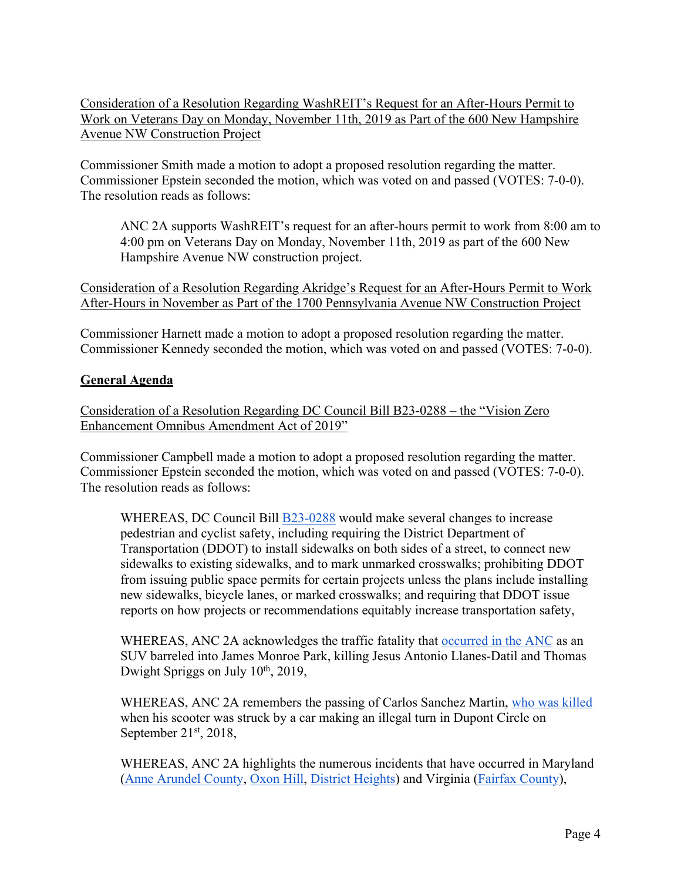Consideration of a Resolution Regarding WashREIT's Request for an After-Hours Permit to Work on Veterans Day on Monday, November 11th, 2019 as Part of the 600 New Hampshire Avenue NW Construction Project

Commissioner Smith made a motion to adopt a proposed resolution regarding the matter. Commissioner Epstein seconded the motion, which was voted on and passed (VOTES: 7-0-0). The resolution reads as follows:

> ANC 2A supports WashREIT's request for an after-hours permit to work from 8:00 am to 4:00 pm on Veterans Day on Monday, November 11th, 2019 as part of the 600 New Hampshire Avenue NW construction project.

Consideration of a Resolution Regarding Akridge's Request for an After-Hours Permit to Work After-Hours in November as Part of the 1700 Pennsylvania Avenue NW Construction Project

Commissioner Harnett made a motion to adopt a proposed resolution regarding the matter. Commissioner Kennedy seconded the motion, which was voted on and passed (VOTES: 7-0-0).

## General Agenda

Consideration of a Resolution Regarding DC Council Bill B23-0288 – the "Vision Zero Enhancement Omnibus Amendment Act of 2019"

Commissioner Campbell made a motion to adopt a proposed resolution regarding the matter. Commissioner Epstein seconded the motion, which was voted on and passed (VOTES: 7-0-0). The resolution reads as follows:

> WHEREAS, DC Council Bill B23-0288 would make several changes to increase pedestrian and cyclist safety, including requiring the District Department of Transportation (DDOT) to install sidewalks on both sides of a street, to connect new sidewalks to existing sidewalks, and to mark unmarked crosswalks; prohibiting DDOT from issuing public space permits for certain projects unless the plans include installing new sidewalks, bicycle lanes, or marked crosswalks; and requiring that DDOT issue reports on how projects or recommendations equitably increase transportation safety,
>
> WHEREAS, ANC 2A acknowledges the traffic fatality that occurred in the ANC as an SUV barreled into James Monroe Park, killing Jesus Antonio Llanes-Datil and Thomas Dwight Spriggs on July 10th, 2019,
>
> WHEREAS, ANC 2A remembers the passing of Carlos Sanchez Martin, who was killed when his scooter was struck by a car making an illegal turn in Dupont Circle on September 21st, 2018,
>
> WHEREAS, ANC 2A highlights the numerous incidents that have occurred in Maryland (Anne Arundel County, Oxon Hill, District Heights) and Virginia (Fairfax County),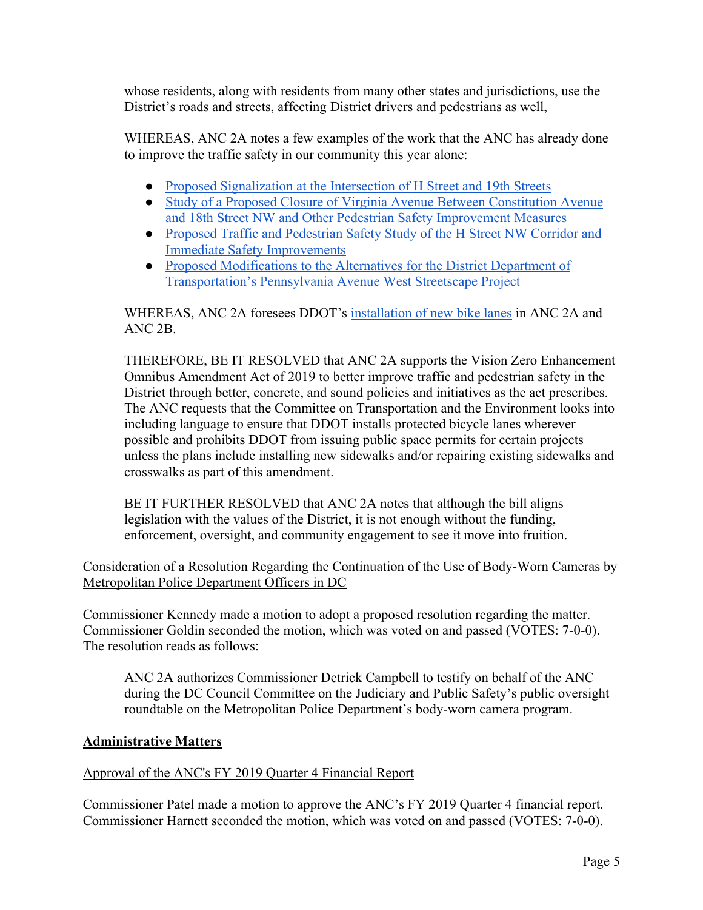whose residents, along with residents from many other states and jurisdictions, use the District's roads and streets, affecting District drivers and pedestrians as well,

WHEREAS, ANC 2A notes a few examples of the work that the ANC has already done to improve the traffic safety in our community this year alone:

- Proposed Signalization at the Intersection of H Street and 19th Streets
- Study of a Proposed Closure of Virginia Avenue Between Constitution Avenue and 18th Street NW and Other Pedestrian Safety Improvement Measures
- Proposed Traffic and Pedestrian Safety Study of the H Street NW Corridor and Immediate Safety Improvements
- Proposed Modifications to the Alternatives for the District Department of Transportation's Pennsylvania Avenue West Streetscape Project

WHEREAS, ANC 2A foresees DDOT's installation of new bike lanes in ANC 2A and ANC 2B.

THEREFORE, BE IT RESOLVED that ANC 2A supports the Vision Zero Enhancement Omnibus Amendment Act of 2019 to better improve traffic and pedestrian safety in the District through better, concrete, and sound policies and initiatives as the act prescribes. The ANC requests that the Committee on Transportation and the Environment looks into including language to ensure that DDOT installs protected bicycle lanes wherever possible and prohibits DDOT from issuing public space permits for certain projects unless the plans include installing new sidewalks and/or repairing existing sidewalks and crosswalks as part of this amendment.

BE IT FURTHER RESOLVED that ANC 2A notes that although the bill aligns legislation with the values of the District, it is not enough without the funding, enforcement, oversight, and community engagement to see it move into fruition.

Consideration of a Resolution Regarding the Continuation of the Use of Body-Worn Cameras by Metropolitan Police Department Officers in DC

Commissioner Kennedy made a motion to adopt a proposed resolution regarding the matter. Commissioner Goldin seconded the motion, which was voted on and passed (VOTES: 7-0-0). The resolution reads as follows:

ANC 2A authorizes Commissioner Detrick Campbell to testify on behalf of the ANC during the DC Council Committee on the Judiciary and Public Safety's public oversight roundtable on the Metropolitan Police Department's body-worn camera program.

**Administrative Matters**

Approval of the ANC's FY 2019 Quarter 4 Financial Report

Commissioner Patel made a motion to approve the ANC's FY 2019 Quarter 4 financial report. Commissioner Harnett seconded the motion, which was voted on and passed (VOTES: 7-0-0).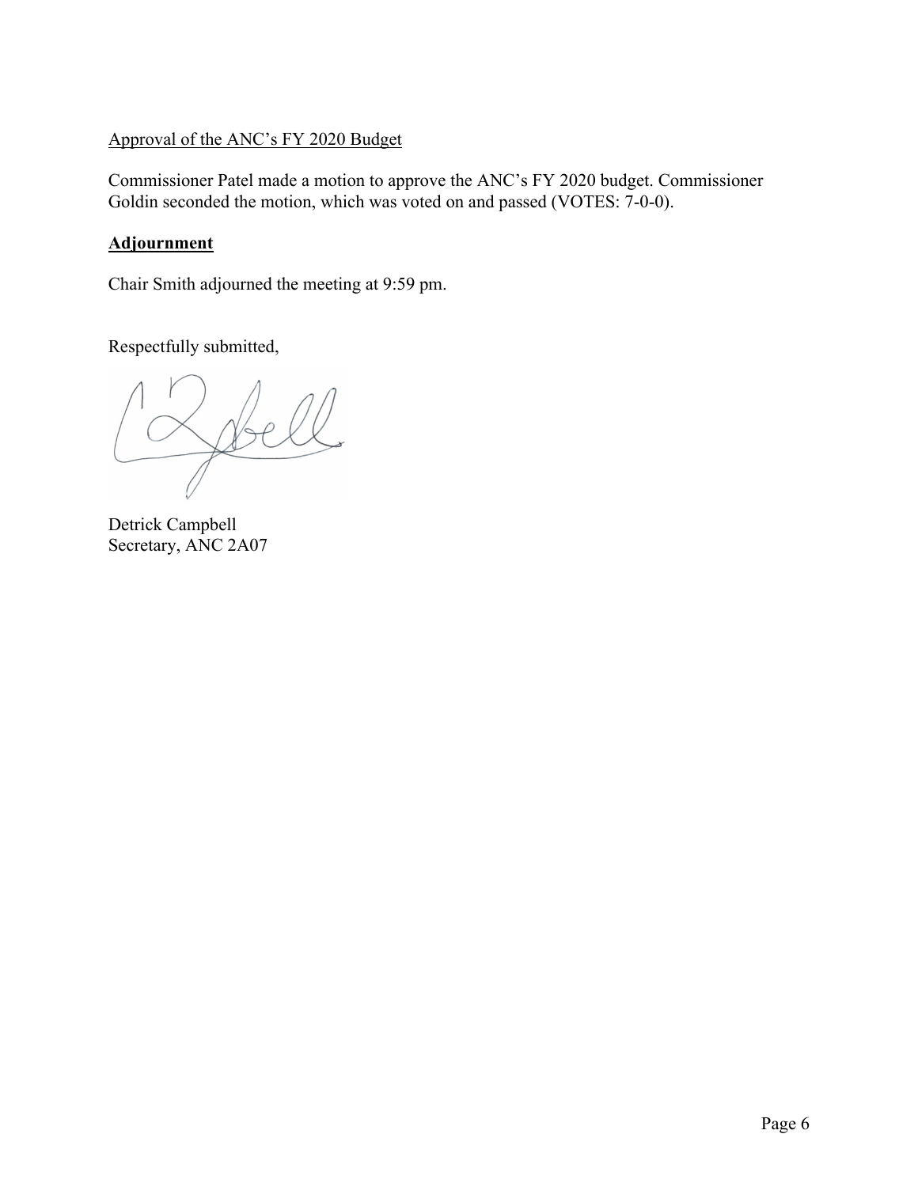Approval of the ANC's FY 2020 Budget

Commissioner Patel made a motion to approve the ANC's FY 2020 budget. Commissioner Goldin seconded the motion, which was voted on and passed (VOTES: 7-0-0).

**Adjournment**

Chair Smith adjourned the meeting at 9:59 pm.

Respectfully submitted,

Detrick Campbell
Secretary, ANC 2A07